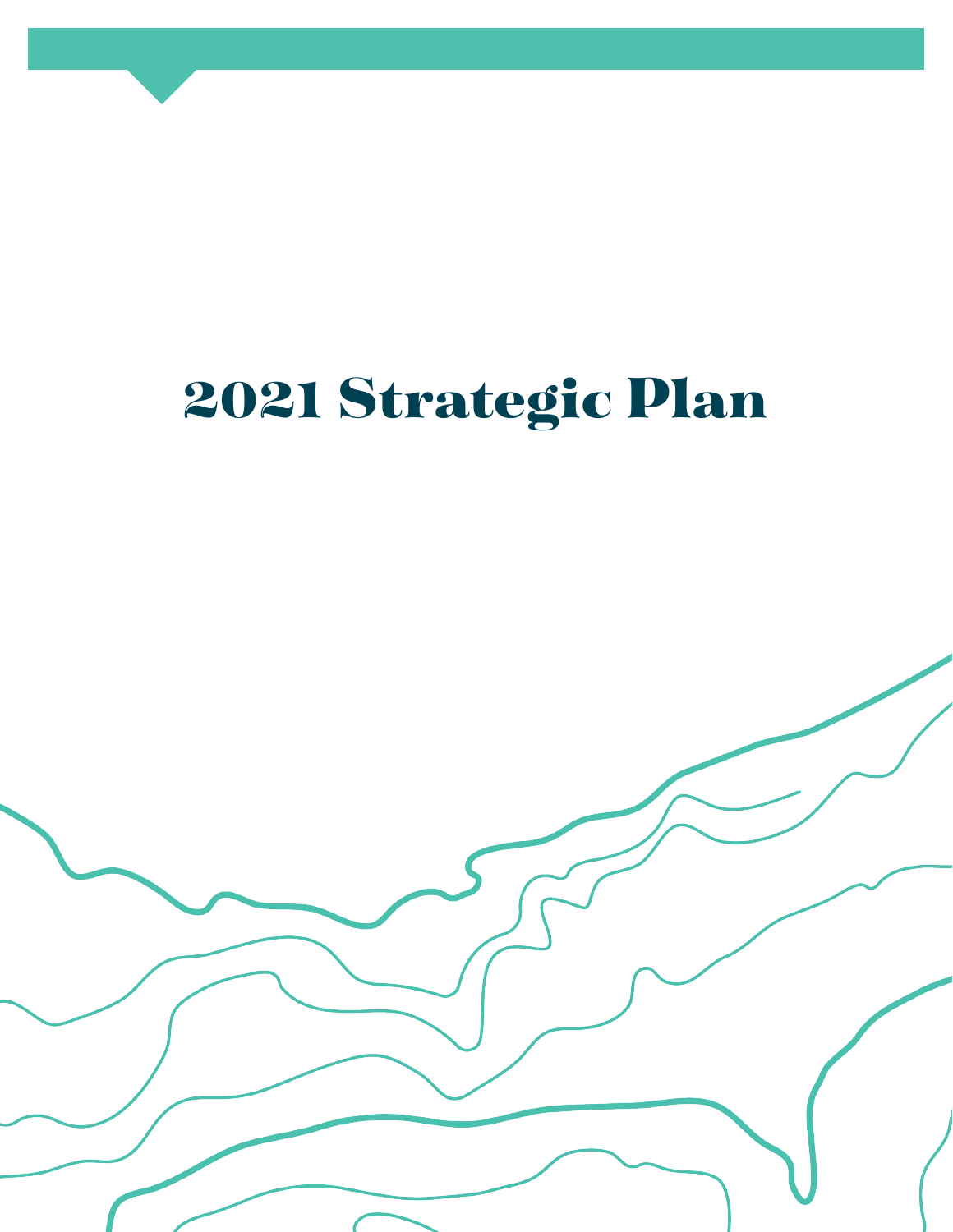# 2021 Strategic Plan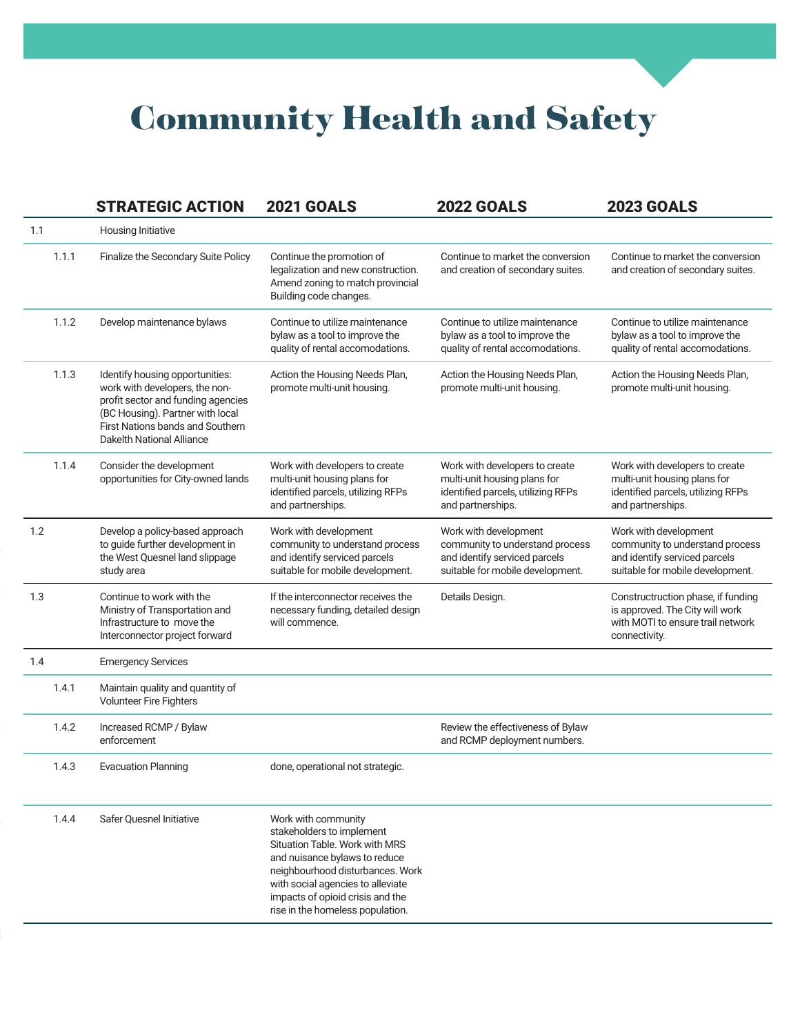# Community Health and Safety

| | | STRATEGIC ACTION | 2021 GOALS | 2022 GOALS | 2023 GOALS |
|---|---|---|---|---|---|
| 1.1 | | Housing Initiative | | | |
| | 1.1.1 | Finalize the Secondary Suite Policy | Continue the promotion of legalization and new construction. Amend zoning to match provincial Building code changes. | Continue to market the conversion and creation of secondary suites. | Continue to market the conversion and creation of secondary suites. |
| | 1.1.2 | Develop maintenance bylaws | Continue to utilize maintenance bylaw as a tool to improve the quality of rental accomodations. | Continue to utilize maintenance bylaw as a tool to improve the quality of rental accomodations. | Continue to utilize maintenance bylaw as a tool to improve the quality of rental accomodations. |
| | 1.1.3 | Identify housing opportunities: work with developers, the non-profit sector and funding agencies (BC Housing). Partner with local First Nations bands and Southern Dakelth National Alliance | Action the Housing Needs Plan, promote multi-unit housing. | Action the Housing Needs Plan, promote multi-unit housing. | Action the Housing Needs Plan, promote multi-unit housing. |
| | 1.1.4 | Consider the development opportunities for City-owned lands | Work with developers to create multi-unit housing plans for identified parcels, utilizing RFPs and partnerships. | Work with developers to create multi-unit housing plans for identified parcels, utilizing RFPs and partnerships. | Work with developers to create multi-unit housing plans for identified parcels, utilizing RFPs and partnerships. |
| 1.2 | | Develop a policy-based approach to guide further development in the West Quesnel land slippage study area | Work with development community to understand process and identify serviced parcels suitable for mobile development. | Work with development community to understand process and identify serviced parcels suitable for mobile development. | Work with development community to understand process and identify serviced parcels suitable for mobile development. |
| 1.3 | | Continue to work with the Ministry of Transportation and Infrastructure to move the Interconnector project forward | If the interconnector receives the necessary funding, detailed design will commence. | Details Design. | Constructruction phase, if funding is approved. The City will work with MOTI to ensure trail network connectivity. |
| 1.4 | | Emergency Services | | | |
| | 1.4.1 | Maintain quality and quantity of Volunteer Fire Fighters | | | |
| | 1.4.2 | Increased RCMP / Bylaw enforcement | | Review the effectiveness of Bylaw and RCMP deployment numbers. | |
| | 1.4.3 | Evacuation Planning | done, operational not strategic. | | |
| | 1.4.4 | Safer Quesnel Initiative | Work with community stakeholders to implement Situation Table. Work with MRS and nuisance bylaws to reduce neighbourhood disturbances. Work with social agencies to alleviate impacts of opioid crisis and the rise in the homeless population. | | |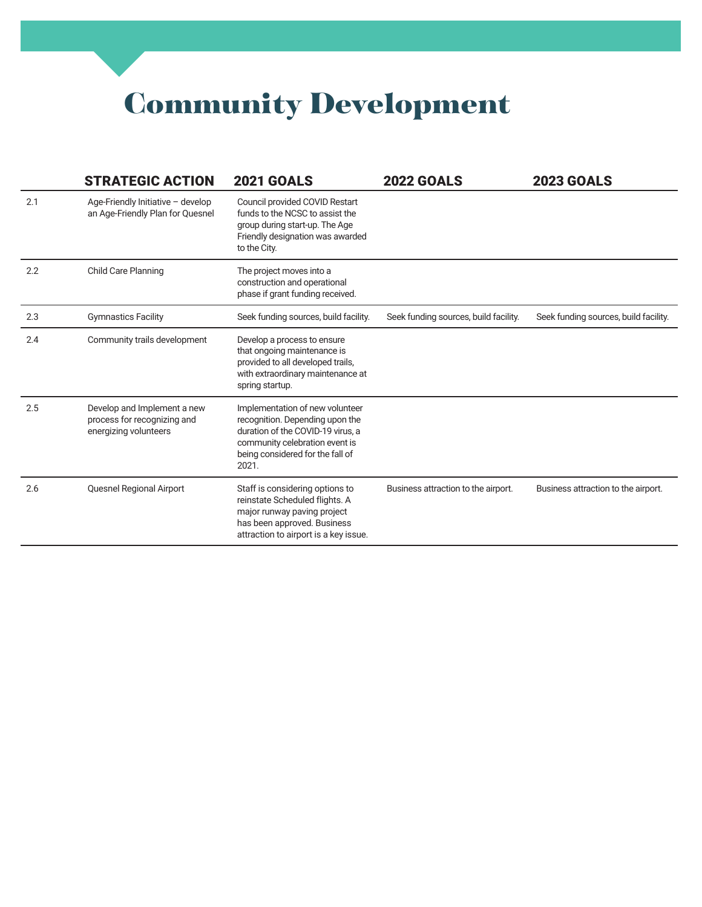# Community Development

| | STRATEGIC ACTION | 2021 GOALS | 2022 GOALS | 2023 GOALS |
|---|---|---|---|---|
| 2.1 | Age-Friendly Initiative – develop an Age-Friendly Plan for Quesnel | Council provided COVID Restart funds to the NCSC to assist the group during start-up. The Age Friendly designation was awarded to the City. | | |
| 2.2 | Child Care Planning | The project moves into a construction and operational phase if grant funding received. | | |
| 2.3 | Gymnastics Facility | Seek funding sources, build facility. | Seek funding sources, build facility. | Seek funding sources, build facility. |
| 2.4 | Community trails development | Develop a process to ensure that ongoing maintenance is provided to all developed trails, with extraordinary maintenance at spring startup. | | |
| 2.5 | Develop and Implement a new process for recognizing and energizing volunteers | Implementation of new volunteer recognition. Depending upon the duration of the COVID-19 virus, a community celebration event is being considered for the fall of 2021. | | |
| 2.6 | Quesnel Regional Airport | Staff is considering options to reinstate Scheduled flights. A major runway paving project has been approved. Business attraction to airport is a key issue. | Business attraction to the airport. | Business attraction to the airport. |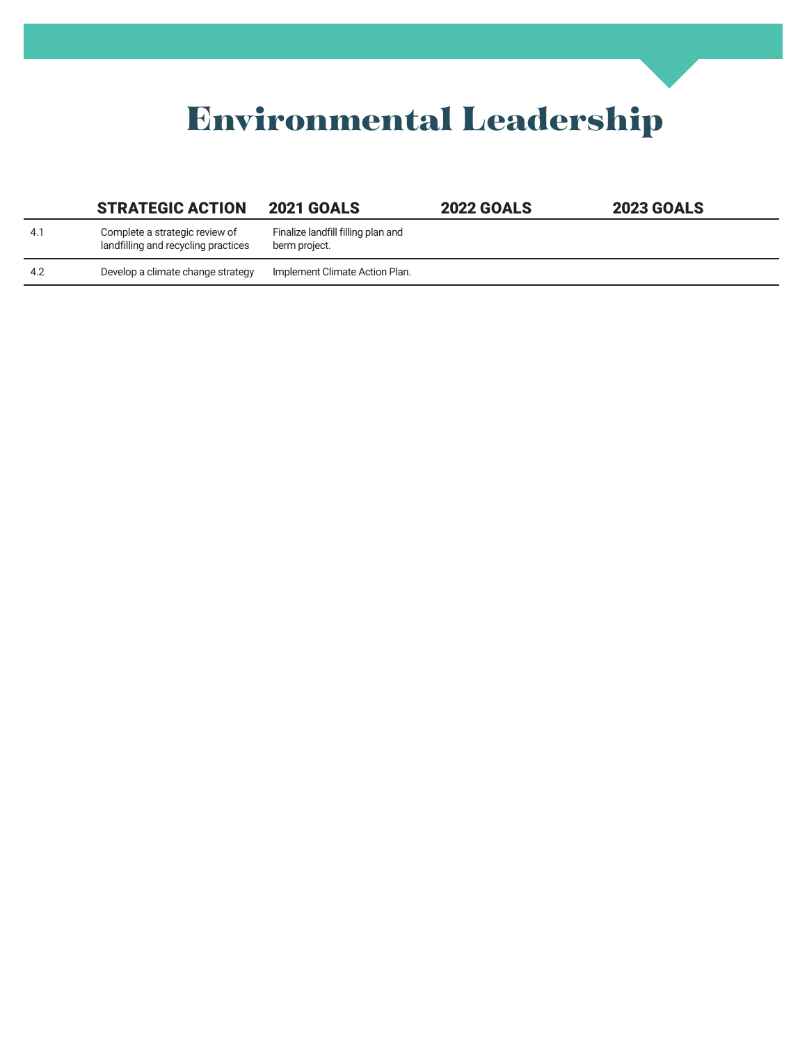# Environmental Leadership

| | STRATEGIC ACTION | 2021 GOALS | 2022 GOALS | 2023 GOALS |
|---|---|---|---|---|
| 4.1 | Complete a strategic review of landfilling and recycling practices | Finalize landfill filling plan and berm project. | | |
| 4.2 | Develop a climate change strategy | Implement Climate Action Plan. | | |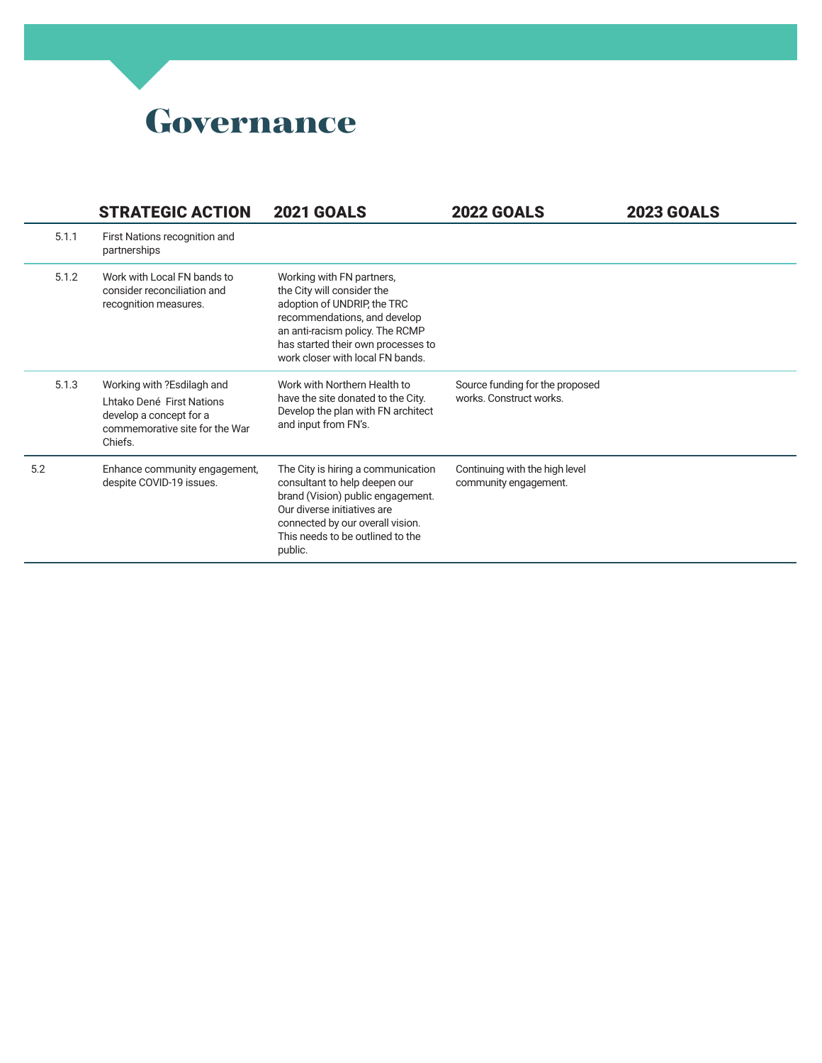# Governance

| | STRATEGIC ACTION | 2021 GOALS | 2022 GOALS | 2023 GOALS |
|---|---|---|---|---|
| 5.1.1 | First Nations recognition and partnerships | | | |
| 5.1.2 | Work with Local FN bands to consider reconciliation and recognition measures. | Working with FN partners, the City will consider the adoption of UNDRIP, the TRC recommendations, and develop an anti-racism policy. The RCMP has started their own processes to work closer with local FN bands. | | |
| 5.1.3 | Working with ?Esdilagh and Lhtako Dené First Nations develop a concept for a commemorative site for the War Chiefs. | Work with Northern Health to have the site donated to the City. Develop the plan with FN architect and input from FN's. | Source funding for the proposed works. Construct works. | |
| 5.2 | Enhance community engagement, despite COVID-19 issues. | The City is hiring a communication consultant to help deepen our brand (Vision) public engagement. Our diverse initiatives are connected by our overall vision. This needs to be outlined to the public. | Continuing with the high level community engagement. | |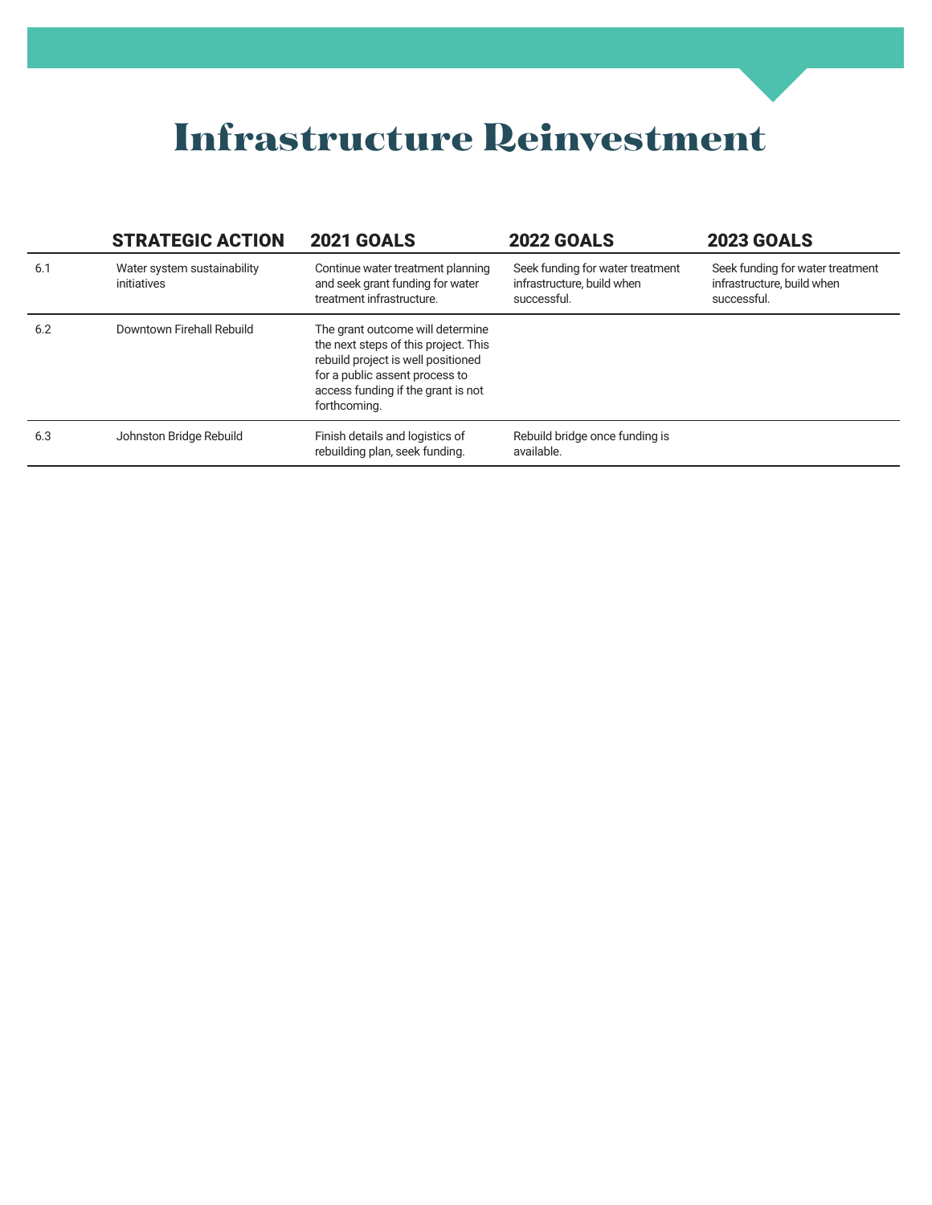# Infrastructure Reinvestment

| | STRATEGIC ACTION | 2021 GOALS | 2022 GOALS | 2023 GOALS |
|---|---|---|---|---|
| 6.1 | Water system sustainability initiatives | Continue water treatment planning and seek grant funding for water treatment infrastructure. | Seek funding for water treatment infrastructure, build when successful. | Seek funding for water treatment infrastructure, build when successful. |
| 6.2 | Downtown Firehall Rebuild | The grant outcome will determine the next steps of this project. This rebuild project is well positioned for a public assent process to access funding if the grant is not forthcoming. | | |
| 6.3 | Johnston Bridge Rebuild | Finish details and logistics of rebuilding plan, seek funding. | Rebuild bridge once funding is available. | |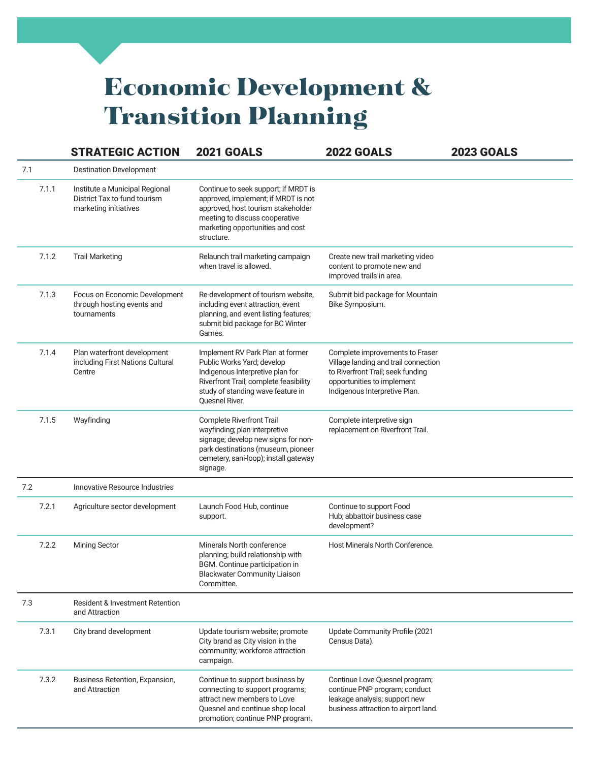# Economic Development & Transition Planning

| | STRATEGIC ACTION | 2021 GOALS | 2022 GOALS | 2023 GOALS |
|---|---|---|---|---|
| 7.1 | Destination Development | | | |
| 7.1.1 | Institute a Municipal Regional District Tax to fund tourism marketing initiatives | Continue to seek support; if MRDT is approved, implement; if MRDT is not approved, host tourism stakeholder meeting to discuss cooperative marketing opportunities and cost structure. | | |
| 7.1.2 | Trail Marketing | Relaunch trail marketing campaign when travel is allowed. | Create new trail marketing video content to promote new and improved trails in area. | |
| 7.1.3 | Focus on Economic Development through hosting events and tournaments | Re-development of tourism website, including event attraction, event planning, and event listing features; submit bid package for BC Winter Games. | Submit bid package for Mountain Bike Symposium. | |
| 7.1.4 | Plan waterfront development including First Nations Cultural Centre | Implement RV Park Plan at former Public Works Yard; develop Indigenous Interpretive plan for Riverfront Trail; complete feasibility study of standing wave feature in Quesnel River. | Complete improvements to Fraser Village landing and trail connection to Riverfront Trail; seek funding opportunities to implement Indigenous Interpretive Plan. | |
| 7.1.5 | Wayfinding | Complete Riverfront Trail wayfinding; plan interpretive signage; develop new signs for non-park destinations (museum, pioneer cemetery, sani-loop); install gateway signage. | Complete interpretive sign replacement on Riverfront Trail. | |
| 7.2 | Innovative Resource Industries | | | |
| 7.2.1 | Agriculture sector development | Launch Food Hub, continue support. | Continue to support Food Hub; abbatoir business case development? | |
| 7.2.2 | Mining Sector | Minerals North conference planning; build relationship with BGM. Continue participation in Blackwater Community Liaison Committee. | Host Minerals North Conference. | |
| 7.3 | Resident & Investment Retention and Attraction | | | |
| 7.3.1 | City brand development | Update tourism website; promote City brand as City vision in the community; workforce attraction campaign. | Update Community Profile (2021 Census Data). | |
| 7.3.2 | Business Retention, Expansion, and Attraction | Continue to support business by connecting to support programs; attract new members to Love Quesnel and continue shop local promotion; continue PNP program. | Continue Love Quesnel program; continue PNP program; conduct leakage analysis; support new business attraction to airport land. | |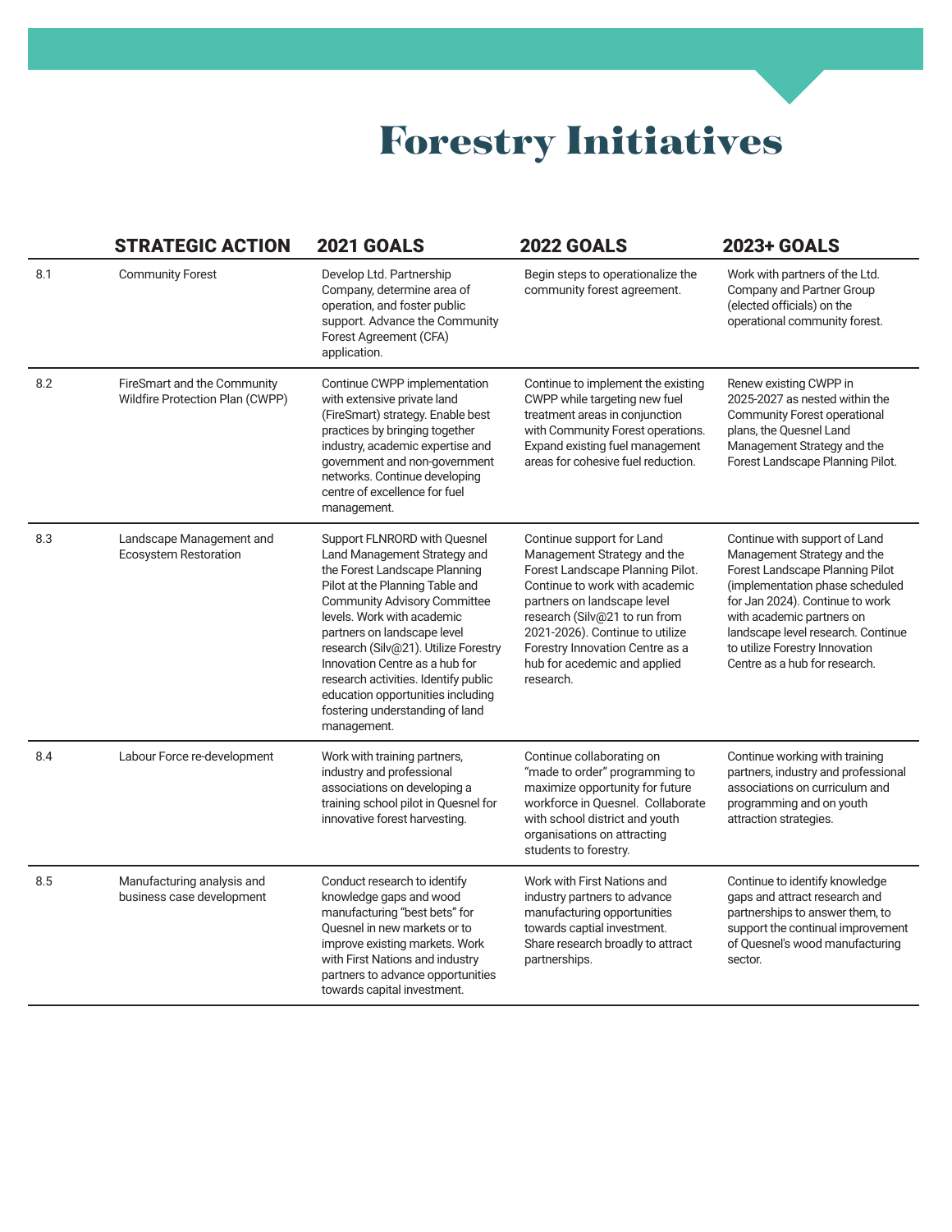# Forestry Initiatives

| | STRATEGIC ACTION | 2021 GOALS | 2022 GOALS | 2023+ GOALS |
|---|---|---|---|---|
| 8.1 | Community Forest | Develop Ltd. Partnership Company, determine area of operation, and foster public support. Advance the Community Forest Agreement (CFA) application. | Begin steps to operationalize the community forest agreement. | Work with partners of the Ltd. Company and Partner Group (elected officials) on the operational community forest. |
| 8.2 | FireSmart and the Community Wildfire Protection Plan (CWPP) | Continue CWPP implementation with extensive private land (FireSmart) strategy. Enable best practices by bringing together industry, academic expertise and government and non-government networks. Continue developing centre of excellence for fuel management. | Continue to implement the existing CWPP while targeting new fuel treatment areas in conjunction with Community Forest operations. Expand existing fuel management areas for cohesive fuel reduction. | Renew existing CWPP in 2025-2027 as nested within the Community Forest operational plans, the Quesnel Land Management Strategy and the Forest Landscape Planning Pilot. |
| 8.3 | Landscape Management and Ecosystem Restoration | Support FLNRORD with Quesnel Land Management Strategy and the Forest Landscape Planning Pilot at the Planning Table and Community Advisory Committee levels. Work with academic partners on landscape level research (Silv@21). Utilize Forestry Innovation Centre as a hub for research activities. Identify public education opportunities including fostering understanding of land management. | Continue support for Land Management Strategy and the Forest Landscape Planning Pilot. Continue to work with academic partners on landscape level research (Silv@21 to run from 2021-2026). Continue to utilize Forestry Innovation Centre as a hub for acedemic and applied research. | Continue with support of Land Management Strategy and the Forest Landscape Planning Pilot (implementation phase scheduled for Jan 2024). Continue to work with academic partners on landscape level research. Continue to utilize Forestry Innovation Centre as a hub for research. |
| 8.4 | Labour Force re-development | Work with training partners, industry and professional associations on developing a training school pilot in Quesnel for innovative forest harvesting. | Continue collaborating on "made to order" programming to maximize opportunity for future workforce in Quesnel. Collaborate with school district and youth organisations on attracting students to forestry. | Continue working with training partners, industry and professional associations on curriculum and programming and on youth attraction strategies. |
| 8.5 | Manufacturing analysis and business case development | Conduct research to identify knowledge gaps and wood manufacturing "best bets" for Quesnel in new markets or to improve existing markets. Work with First Nations and industry partners to advance opportunities towards capital investment. | Work with First Nations and industry partners to advance manufacturing opportunities towards captial investment. Share research broadly to attract partnerships. | Continue to identify knowledge gaps and attract research and partnerships to answer them, to support the continual improvement of Quesnel's wood manufacturing sector. |